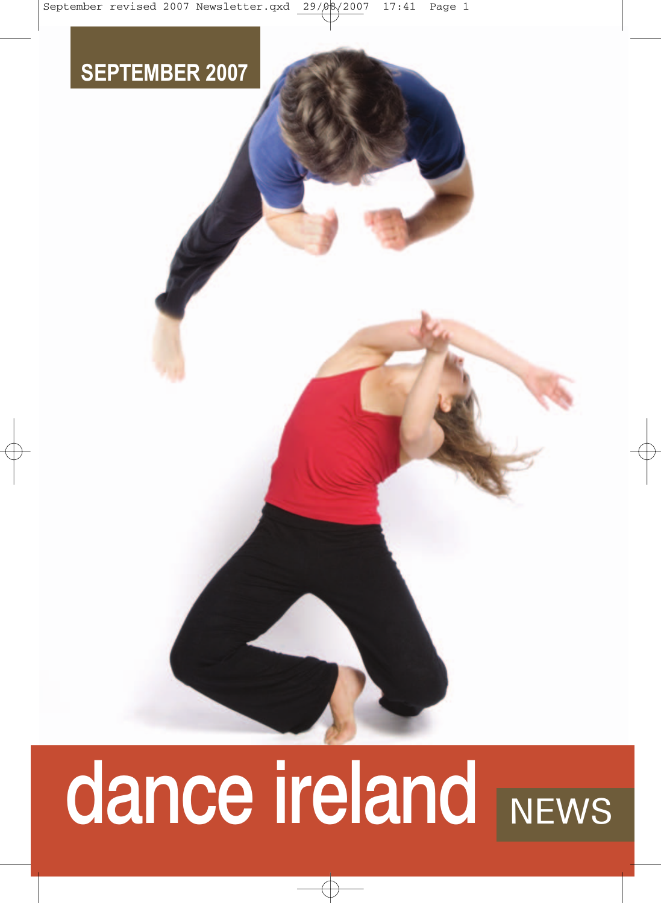**SEPTEMBER 2007**

# dance ireland NEWS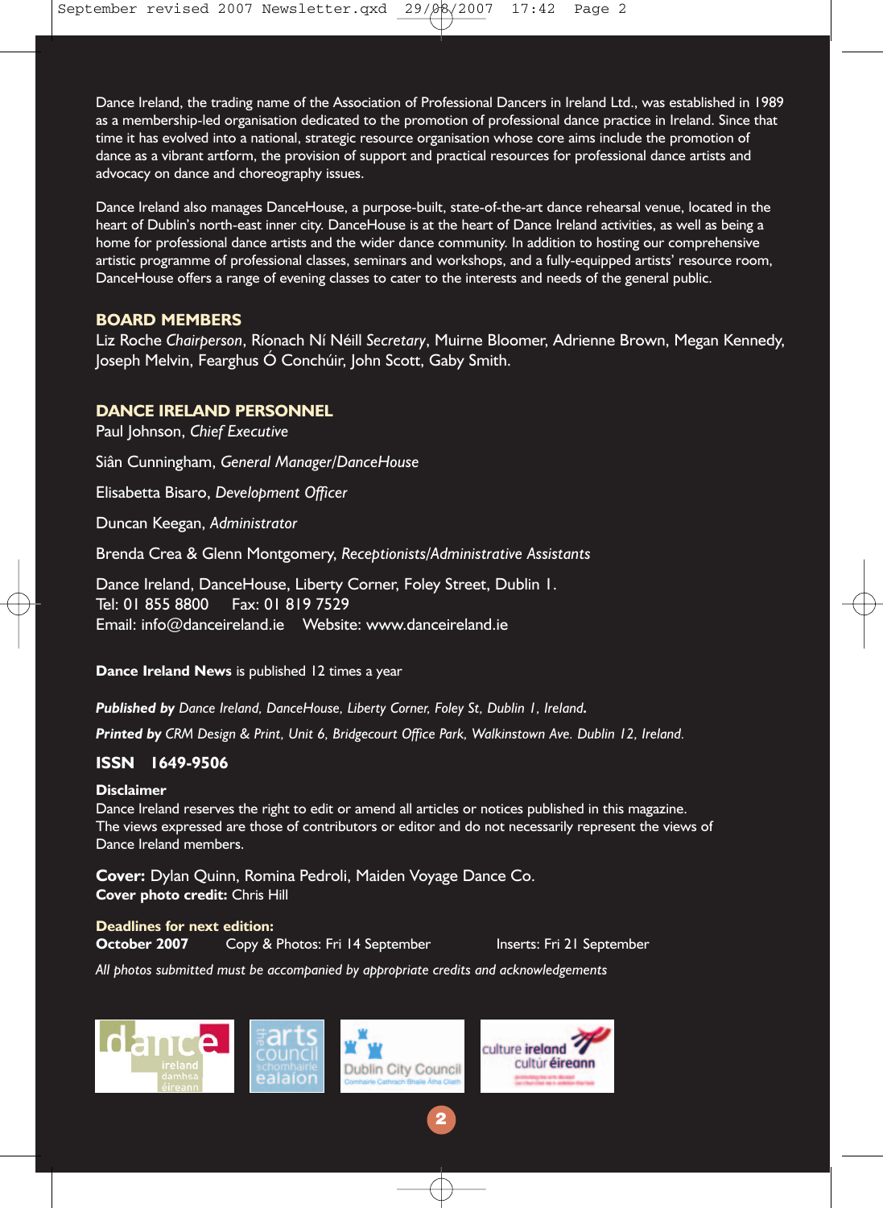Dance Ireland, the trading name of the Association of Professional Dancers in Ireland Ltd., was established in 1989 as a membership-led organisation dedicated to the promotion of professional dance practice in Ireland. Since that time it has evolved into a national, strategic resource organisation whose core aims include the promotion of dance as a vibrant artform, the provision of support and practical resources for professional dance artists and advocacy on dance and choreography issues.

Dance Ireland also manages DanceHouse, a purpose-built, state-of-the-art dance rehearsal venue, located in the heart of Dublin's north-east inner city. DanceHouse is at the heart of Dance Ireland activities, as well as being a home for professional dance artists and the wider dance community. In addition to hosting our comprehensive artistic programme of professional classes, seminars and workshops, and a fully-equipped artists' resource room, DanceHouse offers a range of evening classes to cater to the interests and needs of the general public.

## BOARD MEMBERS

Liz Roche *Chairperson*, Ríonach Ní Néill *Secretary*, Muirne Bloomer, Adrienne Brown, Megan Kennedy, Joseph Melvin, Fearghus Ó Conchúir, John Scott, Gaby Smith.

## DANCE IRELAND PERSONNEL

Paul Johnson, *Chief Executive*

Siân Cunningham, *General Manager/DanceHouse*

Elisabetta Bisaro, *Development Officer*

Duncan Keegan, *Administrator*

Brenda Crea & Glenn Montgomery, *Receptionists/Administrative Assistants*

Dance Ireland, DanceHouse, Liberty Corner, Foley Street, Dublin 1.
Tel: 01 855 8800  Fax: 01 819 7529
Email: info@danceireland.ie  Website: www.danceireland.ie

**Dance Ireland News** is published 12 times a year

***Published by*** *Dance Ireland, DanceHouse, Liberty Corner, Foley St, Dublin 1, Ireland.*

***Printed by*** *CRM Design & Print, Unit 6, Bridgecourt Office Park, Walkinstown Ave. Dublin 12, Ireland.*

**ISSN 1649-9506**

**Disclaimer**
Dance Ireland reserves the right to edit or amend all articles or notices published in this magazine.
The views expressed are those of contributors or editor and do not necessarily represent the views of Dance Ireland members.

**Cover:** Dylan Quinn, Romina Pedroli, Maiden Voyage Dance Co.
**Cover photo credit:** Chris Hill

**Deadlines for next edition:**
**October 2007**  Copy & Photos: Fri 14 September  Inserts: Fri 21 September

*All photos submitted must be accompanied by appropriate credits and acknowledgements*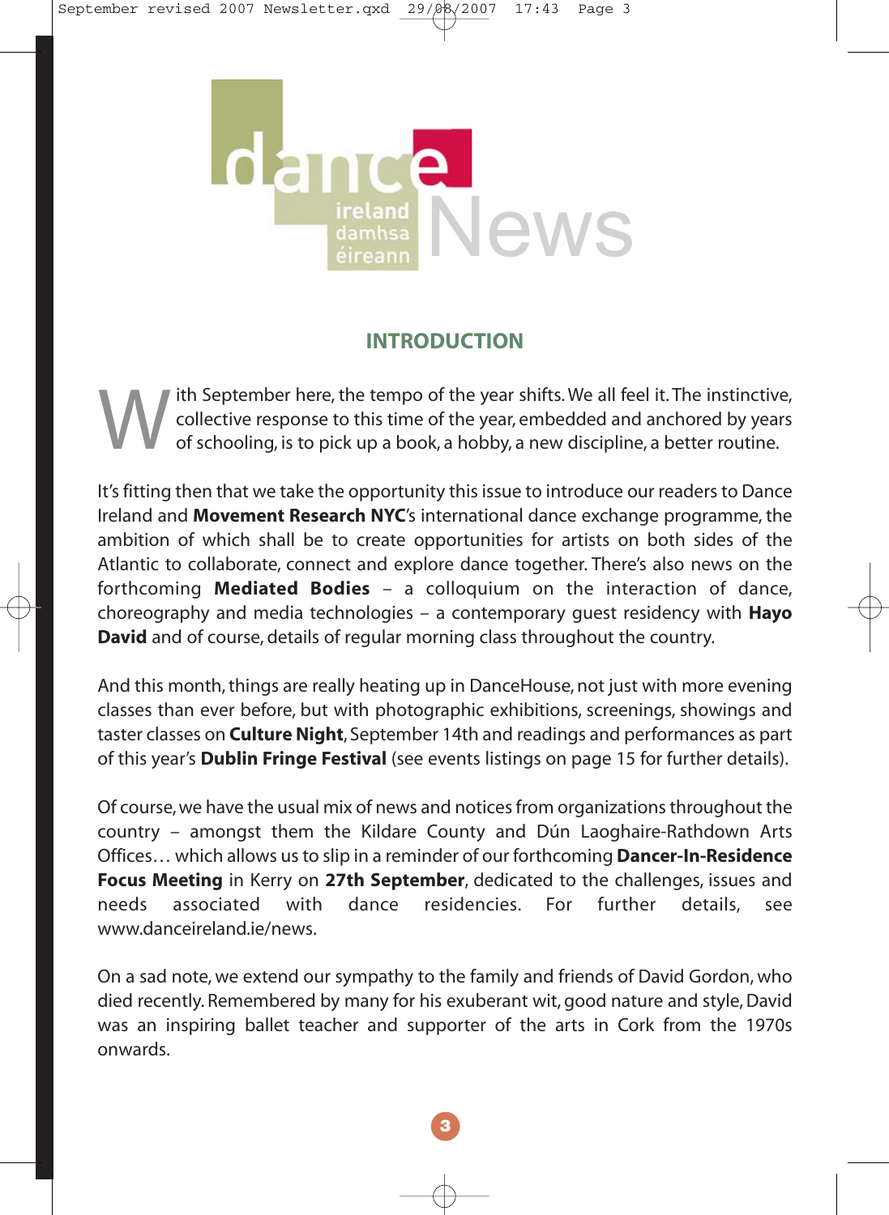dance ireland damhsa éireann News

## INTRODUCTION

With September here, the tempo of the year shifts. We all feel it. The instinctive, collective response to this time of the year, embedded and anchored by years of schooling, is to pick up a book, a hobby, a new discipline, a better routine.

It's fitting then that we take the opportunity this issue to introduce our readers to Dance Ireland and **Movement Research NYC**'s international dance exchange programme, the ambition of which shall be to create opportunities for artists on both sides of the Atlantic to collaborate, connect and explore dance together. There's also news on the forthcoming **Mediated Bodies** – a colloquium on the interaction of dance, choreography and media technologies – a contemporary guest residency with **Hayo David** and of course, details of regular morning class throughout the country.

And this month, things are really heating up in DanceHouse, not just with more evening classes than ever before, but with photographic exhibitions, screenings, showings and taster classes on **Culture Night**, September 14th and readings and performances as part of this year's **Dublin Fringe Festival** (see events listings on page 15 for further details).

Of course, we have the usual mix of news and notices from organizations throughout the country – amongst them the Kildare County and Dún Laoghaire-Rathdown Arts Offices… which allows us to slip in a reminder of our forthcoming **Dancer-In-Residence Focus Meeting** in Kerry on **27th September**, dedicated to the challenges, issues and needs associated with dance residencies. For further details, see www.danceireland.ie/news.

On a sad note, we extend our sympathy to the family and friends of David Gordon, who died recently. Remembered by many for his exuberant wit, good nature and style, David was an inspiring ballet teacher and supporter of the arts in Cork from the 1970s onwards.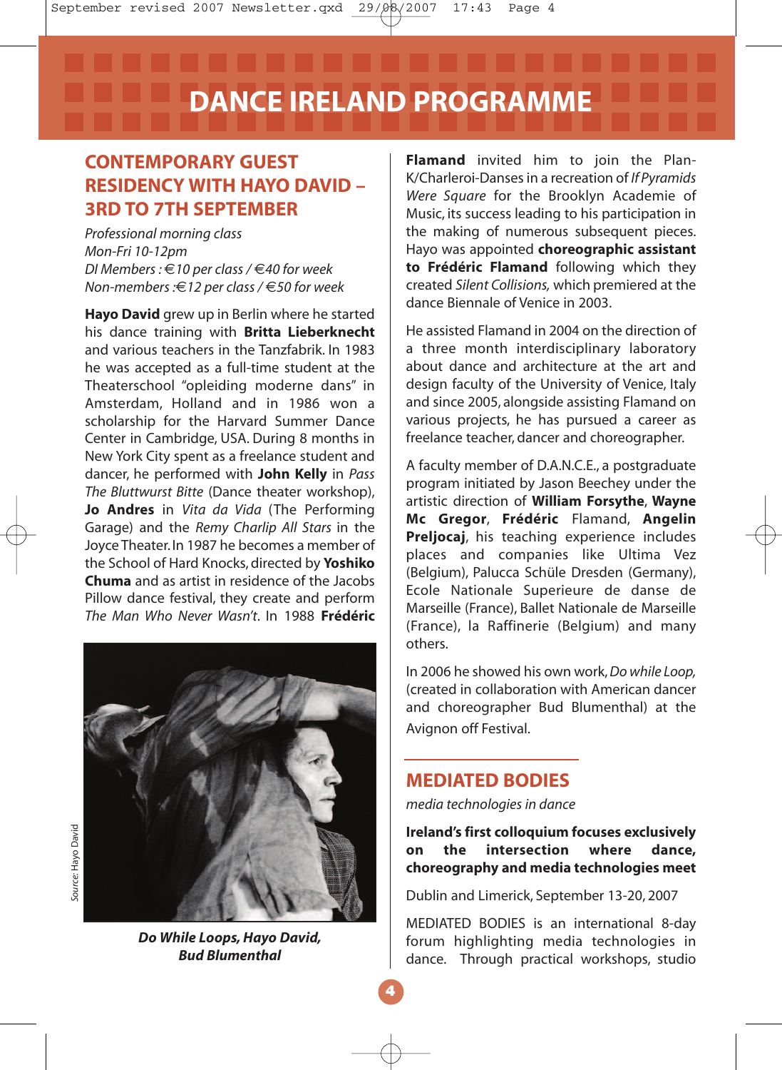# DANCE IRELAND PROGRAMME

## CONTEMPORARY GUEST RESIDENCY WITH HAYO DAVID – 3RD TO 7TH SEPTEMBER

*Professional morning class*
*Mon-Fri 10-12pm*
*DI Members : €10 per class / €40 for week*
*Non-members :€12 per class / €50 for week*

**Hayo David** grew up in Berlin where he started his dance training with **Britta Lieberknecht** and various teachers in the Tanzfabrik. In 1983 he was accepted as a full-time student at the Theaterschool "opleiding moderne dans" in Amsterdam, Holland and in 1986 won a scholarship for the Harvard Summer Dance Center in Cambridge, USA. During 8 months in New York City spent as a freelance student and dancer, he performed with **John Kelly** in *Pass The Bluttwurst Bitte* (Dance theater workshop), **Jo Andres** in *Vita da Vida* (The Performing Garage) and the *Remy Charlip All Stars* in the Joyce Theater. In 1987 he becomes a member of the School of Hard Knocks, directed by **Yoshiko Chuma** and as artist in residence of the Jacobs Pillow dance festival, they create and perform *The Man Who Never Wasn't*. In 1988 **Frédéric Flamand** invited him to join the Plan-K/Charleroi-Danses in a recreation of *If Pyramids Were Square* for the Brooklyn Academie of Music, its success leading to his participation in the making of numerous subsequent pieces. Hayo was appointed **choreographic assistant to Frédéric Flamand** following which they created *Silent Collisions,* which premiered at the dance Biennale of Venice in 2003.

Source: Hayo David

***Do While Loops, Hayo David, Bud Blumenthal***

He assisted Flamand in 2004 on the direction of a three month interdisciplinary laboratory about dance and architecture at the art and design faculty of the University of Venice, Italy and since 2005, alongside assisting Flamand on various projects, he has pursued a career as freelance teacher, dancer and choreographer.

A faculty member of D.A.N.C.E., a postgraduate program initiated by Jason Beechey under the artistic direction of **William Forsythe**, **Wayne Mc Gregor**, **Frédéric** Flamand, **Angelin Preljocaj**, his teaching experience includes places and companies like Ultima Vez (Belgium), Palucca Schüle Dresden (Germany), Ecole Nationale Superieure de danse de Marseille (France), Ballet Nationale de Marseille (France), la Raffinerie (Belgium) and many others.

In 2006 he showed his own work, *Do while Loop,* (created in collaboration with American dancer and choreographer Bud Blumenthal) at the Avignon off Festival.

## MEDIATED BODIES

*media technologies in dance*

**Ireland's first colloquium focuses exclusively on the intersection where dance, choreography and media technologies meet**

Dublin and Limerick, September 13-20, 2007

MEDIATED BODIES is an international 8-day forum highlighting media technologies in dance. Through practical workshops, studio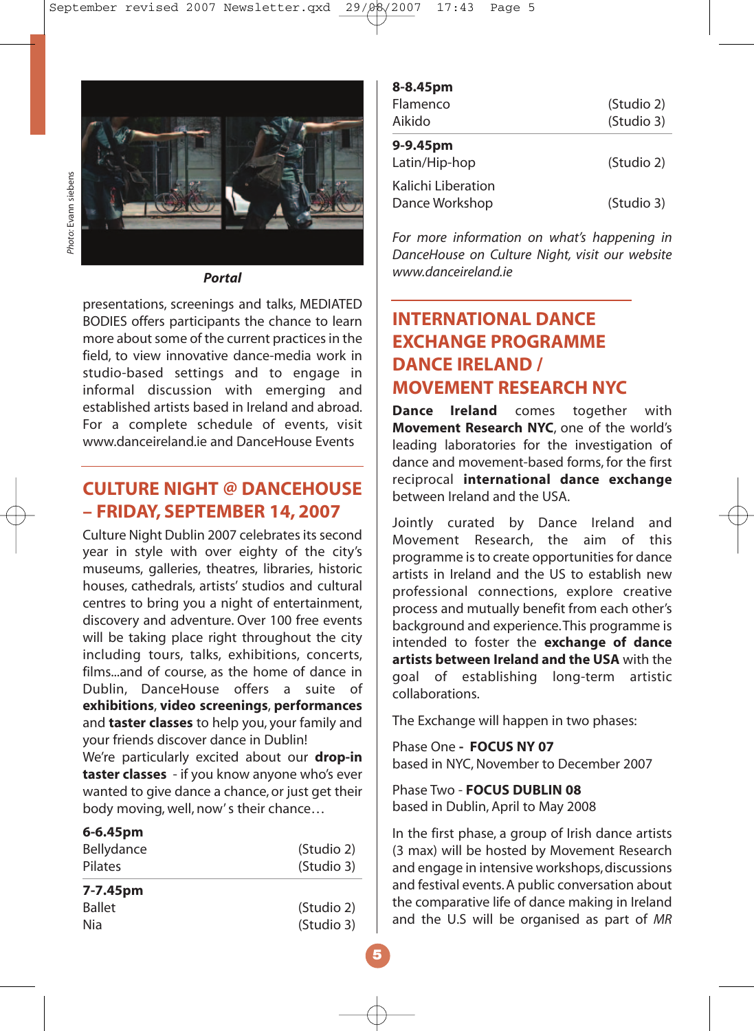*Photo: Evann siebens*

***Portal***

presentations, screenings and talks, MEDIATED BODIES offers participants the chance to learn more about some of the current practices in the field, to view innovative dance-media work in studio-based settings and to engage in informal discussion with emerging and established artists based in Ireland and abroad. For a complete schedule of events, visit www.danceireland.ie and DanceHouse Events

## CULTURE NIGHT @ DANCEHOUSE – FRIDAY, SEPTEMBER 14, 2007

Culture Night Dublin 2007 celebrates its second year in style with over eighty of the city's museums, galleries, theatres, libraries, historic houses, cathedrals, artists' studios and cultural centres to bring you a night of entertainment, discovery and adventure. Over 100 free events will be taking place right throughout the city including tours, talks, exhibitions, concerts, films...and of course, as the home of dance in Dublin, DanceHouse offers a suite of **exhibitions**, **video screenings**, **performances** and **taster classes** to help you, your family and your friends discover dance in Dublin!

We're particularly excited about our **drop-in taster classes** - if you know anyone who's ever wanted to give dance a chance, or just get their body moving, well, now' s their chance…

**6-6.45pm**
Bellydance (Studio 2)
Pilates (Studio 3)

**7-7.45pm**
Ballet (Studio 2)
Nia (Studio 3)

**8-8.45pm**
Flamenco (Studio 2)
Aikido (Studio 3)

**9-9.45pm**
Latin/Hip-hop (Studio 2)
Kalichi Liberation Dance Workshop (Studio 3)

*For more information on what's happening in DanceHouse on Culture Night, visit our website www.danceireland.ie*

## INTERNATIONAL DANCE EXCHANGE PROGRAMME DANCE IRELAND / MOVEMENT RESEARCH NYC

**Dance Ireland** comes together with **Movement Research NYC**, one of the world's leading laboratories for the investigation of dance and movement-based forms, for the first reciprocal **international dance exchange** between Ireland and the USA.

Jointly curated by Dance Ireland and Movement Research, the aim of this programme is to create opportunities for dance artists in Ireland and the US to establish new professional connections, explore creative process and mutually benefit from each other's background and experience. This programme is intended to foster the **exchange of dance artists between Ireland and the USA** with the goal of establishing long-term artistic collaborations.

The Exchange will happen in two phases:

Phase One - **FOCUS NY 07**
based in NYC, November to December 2007

Phase Two - **FOCUS DUBLIN 08**
based in Dublin, April to May 2008

In the first phase, a group of Irish dance artists (3 max) will be hosted by Movement Research and engage in intensive workshops, discussions and festival events. A public conversation about the comparative life of dance making in Ireland and the U.S will be organised as part of *MR*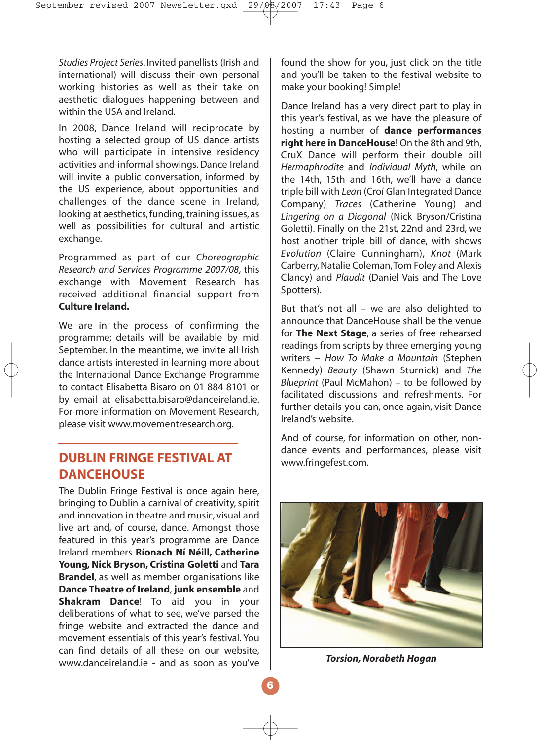*Studies Project Series*. Invited panellists (Irish and international) will discuss their own personal working histories as well as their take on aesthetic dialogues happening between and within the USA and Ireland.

In 2008, Dance Ireland will reciprocate by hosting a selected group of US dance artists who will participate in intensive residency activities and informal showings. Dance Ireland will invite a public conversation, informed by the US experience, about opportunities and challenges of the dance scene in Ireland, looking at aesthetics, funding, training issues, as well as possibilities for cultural and artistic exchange.

Programmed as part of our *Choreographic Research and Services Programme 2007/08*, this exchange with Movement Research has received additional financial support from **Culture Ireland.**

We are in the process of confirming the programme; details will be available by mid September. In the meantime, we invite all Irish dance artists interested in learning more about the International Dance Exchange Programme to contact Elisabetta Bisaro on 01 884 8101 or by email at elisabetta.bisaro@danceireland.ie. For more information on Movement Research, please visit www.movementresearch.org.

## DUBLIN FRINGE FESTIVAL AT DANCEHOUSE

The Dublin Fringe Festival is once again here, bringing to Dublin a carnival of creativity, spirit and innovation in theatre and music, visual and live art and, of course, dance. Amongst those featured in this year's programme are Dance Ireland members **Ríonach Ní Néill, Catherine Young, Nick Bryson, Cristina Goletti** and **Tara Brandel**, as well as member organisations like **Dance Theatre of Ireland**, **junk ensemble** and **Shakram Dance**! To aid you in your deliberations of what to see, we've parsed the fringe website and extracted the dance and movement essentials of this year's festival. You can find details of all these on our website, www.danceireland.ie - and as soon as you've found the show for you, just click on the title and you'll be taken to the festival website to make your booking! Simple!

Dance Ireland has a very direct part to play in this year's festival, as we have the pleasure of hosting a number of **dance performances right here in DanceHouse**! On the 8th and 9th, CruX Dance will perform their double bill *Hermaphrodite* and *Individual Myth*, while on the 14th, 15th and 16th, we'll have a dance triple bill with *Lean* (Croí Glan Integrated Dance Company) *Traces* (Catherine Young) and *Lingering on a Diagonal* (Nick Bryson/Cristina Goletti). Finally on the 21st, 22nd and 23rd, we host another triple bill of dance, with shows *Evolution* (Claire Cunningham), *Knot* (Mark Carberry, Natalie Coleman, Tom Foley and Alexis Clancy) and *Plaudit* (Daniel Vais and The Love Spotters).

But that's not all – we are also delighted to announce that DanceHouse shall be the venue for **The Next Stage**, a series of free rehearsed readings from scripts by three emerging young writers – *How To Make a Mountain* (Stephen Kennedy) *Beauty* (Shawn Sturnick) and *The Blueprint* (Paul McMahon) – to be followed by facilitated discussions and refreshments. For further details you can, once again, visit Dance Ireland's website.

And of course, for information on other, non-dance events and performances, please visit www.fringefest.com.

***Torsion, Norabeth Hogan***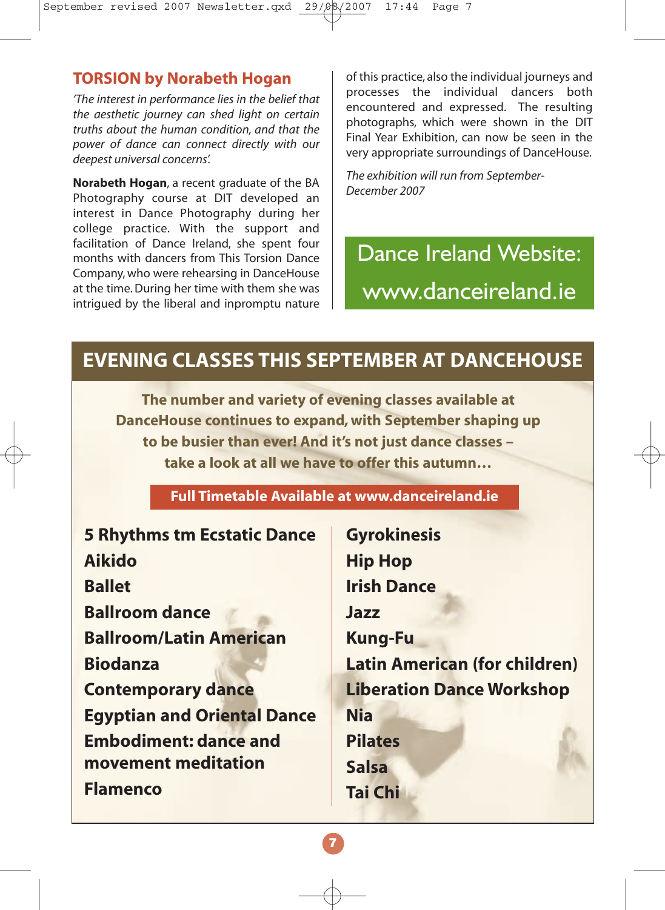## TORSION by Norabeth Hogan

*'The interest in performance lies in the belief that the aesthetic journey can shed light on certain truths about the human condition, and that the power of dance can connect directly with our deepest universal concerns'.*

**Norabeth Hogan**, a recent graduate of the BA Photography course at DIT developed an interest in Dance Photography during her college practice. With the support and facilitation of Dance Ireland, she spent four months with dancers from This Torsion Dance Company, who were rehearsing in DanceHouse at the time. During her time with them she was intrigued by the liberal and inpromptu nature of this practice, also the individual journeys and processes the individual dancers both encountered and expressed. The resulting photographs, which were shown in the DIT Final Year Exhibition, can now be seen in the very appropriate surroundings of DanceHouse.

*The exhibition will run from September-December 2007*

Dance Ireland Website:
www.danceireland.ie

## EVENING CLASSES THIS SEPTEMBER AT DANCEHOUSE

**The number and variety of evening classes available at DanceHouse continues to expand, with September shaping up to be busier than ever! And it's not just dance classes – take a look at all we have to offer this autumn…**

**Full Timetable Available at www.danceireland.ie**

- **5 Rhythms tm Ecstatic Dance**
- **Aikido**
- **Ballet**
- **Ballroom dance**
- **Ballroom/Latin American**
- **Biodanza**
- **Contemporary dance**
- **Egyptian and Oriental Dance**
- **Embodiment: dance and movement meditation**
- **Flamenco**
- **Gyrokinesis**
- **Hip Hop**
- **Irish Dance**
- **Jazz**
- **Kung-Fu**
- **Latin American (for children)**
- **Liberation Dance Workshop**
- **Nia**
- **Pilates**
- **Salsa**
- **Tai Chi**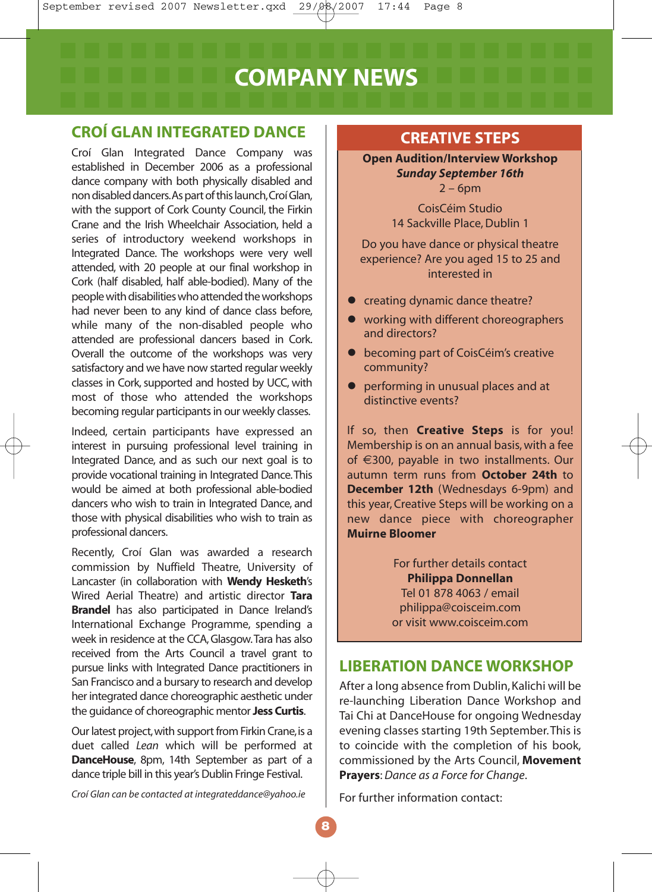# COMPANY NEWS

## CROÍ GLAN INTEGRATED DANCE

Croí Glan Integrated Dance Company was established in December 2006 as a professional dance company with both physically disabled and non disabled dancers. As part of this launch, Croí Glan, with the support of Cork County Council, the Firkin Crane and the Irish Wheelchair Association, held a series of introductory weekend workshops in Integrated Dance. The workshops were very well attended, with 20 people at our final workshop in Cork (half disabled, half able-bodied). Many of the people with disabilities who attended the workshops had never been to any kind of dance class before, while many of the non-disabled people who attended are professional dancers based in Cork. Overall the outcome of the workshops was very satisfactory and we have now started regular weekly classes in Cork, supported and hosted by UCC, with most of those who attended the workshops becoming regular participants in our weekly classes.

Indeed, certain participants have expressed an interest in pursuing professional level training in Integrated Dance, and as such our next goal is to provide vocational training in Integrated Dance. This would be aimed at both professional able-bodied dancers who wish to train in Integrated Dance, and those with physical disabilities who wish to train as professional dancers.

Recently, Croí Glan was awarded a research commission by Nuffield Theatre, University of Lancaster (in collaboration with **Wendy Hesketh**'s Wired Aerial Theatre) and artistic director **Tara Brandel** has also participated in Dance Ireland's International Exchange Programme, spending a week in residence at the CCA, Glasgow. Tara has also received from the Arts Council a travel grant to pursue links with Integrated Dance practitioners in San Francisco and a bursary to research and develop her integrated dance choreographic aesthetic under the guidance of choreographic mentor **Jess Curtis**.

Our latest project, with support from Firkin Crane, is a duet called *Lean* which will be performed at **DanceHouse**, 8pm, 14th September as part of a dance triple bill in this year's Dublin Fringe Festival.

*Croí Glan can be contacted at integrateddance@yahoo.ie*

## CREATIVE STEPS

**Open Audition/Interview Workshop**
***Sunday September 16th***
2 – 6pm

CoisCéim Studio
14 Sackville Place, Dublin 1

Do you have dance or physical theatre experience? Are you aged 15 to 25 and interested in

- creating dynamic dance theatre?
- working with different choreographers and directors?
- becoming part of CoisCéim's creative community?
- performing in unusual places and at distinctive events?

If so, then **Creative Steps** is for you! Membership is on an annual basis, with a fee of €300, payable in two installments. Our autumn term runs from **October 24th** to **December 12th** (Wednesdays 6-9pm) and this year, Creative Steps will be working on a new dance piece with choreographer **Muirne Bloomer**

For further details contact
**Philippa Donnellan**
Tel 01 878 4063 / email
philippa@coisceim.com
or visit www.coisceim.com

## LIBERATION DANCE WORKSHOP

After a long absence from Dublin, Kalichi will be re-launching Liberation Dance Workshop and Tai Chi at DanceHouse for ongoing Wednesday evening classes starting 19th September. This is to coincide with the completion of his book, commissioned by the Arts Council, **Movement Prayers**: *Dance as a Force for Change*.

For further information contact: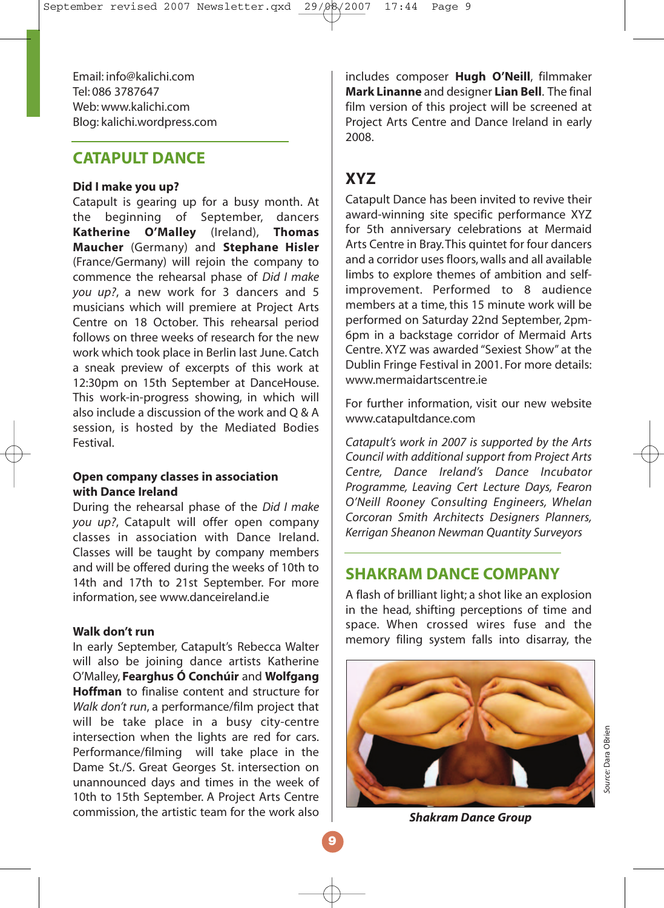Email: info@kalichi.com
Tel: 086 3787647
Web: www.kalichi.com
Blog: kalichi.wordpress.com

## CATAPULT DANCE

### Did I make you up?

Catapult is gearing up for a busy month. At the beginning of September, dancers **Katherine O'Malley** (Ireland), **Thomas Maucher** (Germany) and **Stephane Hisler** (France/Germany) will rejoin the company to commence the rehearsal phase of *Did I make you up?*, a new work for 3 dancers and 5 musicians which will premiere at Project Arts Centre on 18 October. This rehearsal period follows on three weeks of research for the new work which took place in Berlin last June. Catch a sneak preview of excerpts of this work at 12:30pm on 15th September at DanceHouse. This work-in-progress showing, in which will also include a discussion of the work and Q & A session, is hosted by the Mediated Bodies Festival.

### Open company classes in association with Dance Ireland

During the rehearsal phase of the *Did I make you up?*, Catapult will offer open company classes in association with Dance Ireland. Classes will be taught by company members and will be offered during the weeks of 10th to 14th and 17th to 21st September. For more information, see www.danceireland.ie

### Walk don't run

In early September, Catapult's Rebecca Walter will also be joining dance artists Katherine O'Malley, **Fearghus Ó Conchúir** and **Wolfgang Hoffman** to finalise content and structure for *Walk don't run*, a performance/film project that will be take place in a busy city-centre intersection when the lights are red for cars. Performance/filming will take place in the Dame St./S. Great Georges St. intersection on unannounced days and times in the week of 10th to 15th September. A Project Arts Centre commission, the artistic team for the work also includes composer **Hugh O'Neill**, filmmaker **Mark Linanne** and designer **Lian Bell**. The final film version of this project will be screened at Project Arts Centre and Dance Ireland in early 2008.

### XYZ

Catapult Dance has been invited to revive their award-winning site specific performance XYZ for 5th anniversary celebrations at Mermaid Arts Centre in Bray. This quintet for four dancers and a corridor uses floors, walls and all available limbs to explore themes of ambition and self-improvement. Performed to 8 audience members at a time, this 15 minute work will be performed on Saturday 22nd September, 2pm-6pm in a backstage corridor of Mermaid Arts Centre. XYZ was awarded "Sexiest Show" at the Dublin Fringe Festival in 2001. For more details: www.mermaidartscentre.ie

For further information, visit our new website www.catapultdance.com

*Catapult's work in 2007 is supported by the Arts Council with additional support from Project Arts Centre, Dance Ireland's Dance Incubator Programme, Leaving Cert Lecture Days, Fearon O'Neill Rooney Consulting Engineers, Whelan Corcoran Smith Architects Designers Planners, Kerrigan Sheanon Newman Quantity Surveyors*

## SHAKRAM DANCE COMPANY

A flash of brilliant light; a shot like an explosion in the head, shifting perceptions of time and space. When crossed wires fuse and the memory filing system falls into disarray, the

*Source: Dara OBrien*

***Shakram Dance Group***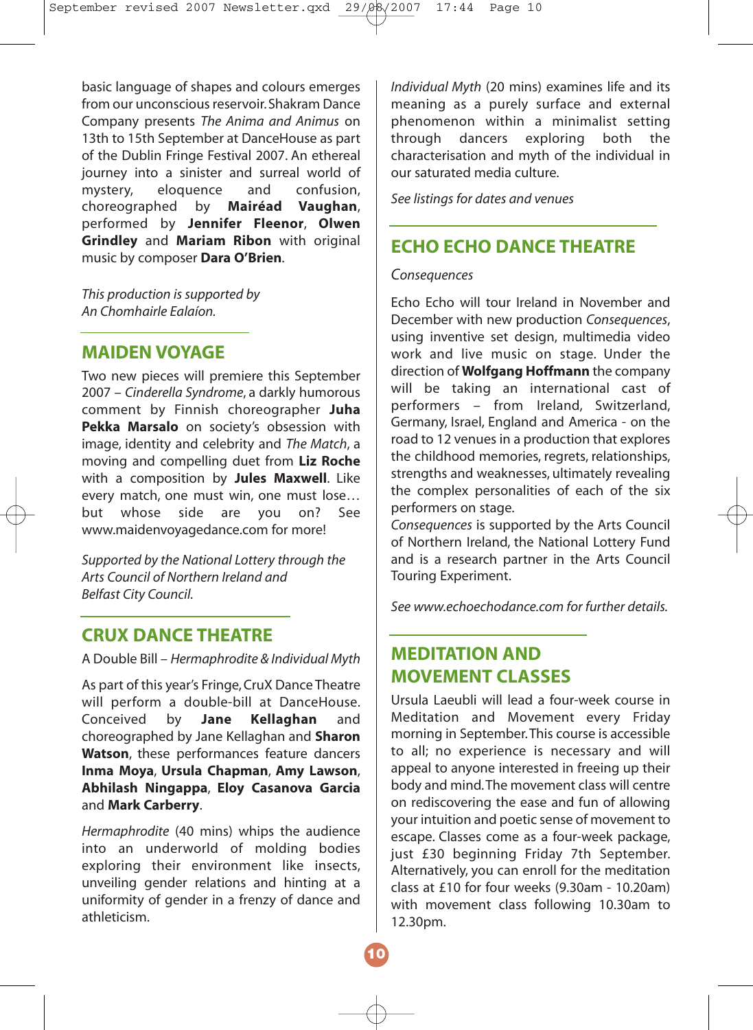basic language of shapes and colours emerges from our unconscious reservoir. Shakram Dance Company presents *The Anima and Animus* on 13th to 15th September at DanceHouse as part of the Dublin Fringe Festival 2007. An ethereal journey into a sinister and surreal world of mystery, eloquence and confusion, choreographed by **Mairéad Vaughan**, performed by **Jennifer Fleenor**, **Olwen Grindley** and **Mariam Ribon** with original music by composer **Dara O'Brien**.

*This production is supported by An Chomhairle Ealaíon.*

## MAIDEN VOYAGE

Two new pieces will premiere this September 2007 – *Cinderella Syndrome*, a darkly humorous comment by Finnish choreographer **Juha Pekka Marsalo** on society's obsession with image, identity and celebrity and *The Match*, a moving and compelling duet from **Liz Roche** with a composition by **Jules Maxwell**. Like every match, one must win, one must lose… but whose side are you on? See www.maidenvoyagedance.com for more!

*Supported by the National Lottery through the Arts Council of Northern Ireland and Belfast City Council.*

## CRUX DANCE THEATRE

A Double Bill – *Hermaphrodite & Individual Myth*

As part of this year's Fringe, CruX Dance Theatre will perform a double-bill at DanceHouse. Conceived by **Jane Kellaghan** and choreographed by Jane Kellaghan and **Sharon Watson**, these performances feature dancers **Inma Moya**, **Ursula Chapman**, **Amy Lawson**, **Abhilash Ningappa**, **Eloy Casanova Garcia** and **Mark Carberry**.

*Hermaphrodite* (40 mins) whips the audience into an underworld of molding bodies exploring their environment like insects, unveiling gender relations and hinting at a uniformity of gender in a frenzy of dance and athleticism.

*Individual Myth* (20 mins) examines life and its meaning as a purely surface and external phenomenon within a minimalist setting through dancers exploring both the characterisation and myth of the individual in our saturated media culture.

*See listings for dates and venues*

## ECHO ECHO DANCE THEATRE

*Consequences*

Echo Echo will tour Ireland in November and December with new production *Consequences*, using inventive set design, multimedia video work and live music on stage. Under the direction of **Wolfgang Hoffmann** the company will be taking an international cast of performers – from Ireland, Switzerland, Germany, Israel, England and America - on the road to 12 venues in a production that explores the childhood memories, regrets, relationships, strengths and weaknesses, ultimately revealing the complex personalities of each of the six performers on stage.

*Consequences* is supported by the Arts Council of Northern Ireland, the National Lottery Fund and is a research partner in the Arts Council Touring Experiment.

*See www.echoechodance.com for further details.*

## MEDITATION AND MOVEMENT CLASSES

Ursula Laeubli will lead a four-week course in Meditation and Movement every Friday morning in September. This course is accessible to all; no experience is necessary and will appeal to anyone interested in freeing up their body and mind. The movement class will centre on rediscovering the ease and fun of allowing your intuition and poetic sense of movement to escape. Classes come as a four-week package, just £30 beginning Friday 7th September. Alternatively, you can enroll for the meditation class at £10 for four weeks (9.30am - 10.20am) with movement class following 10.30am to 12.30pm.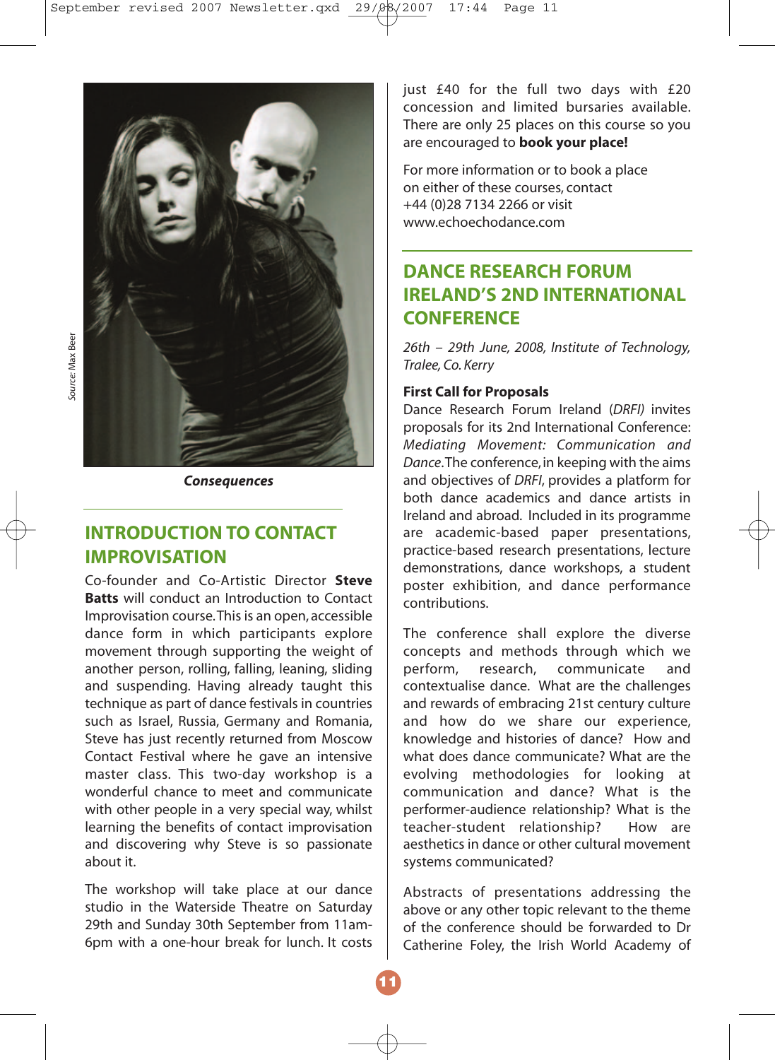*Source: Max Beer*

***Consequences***

## INTRODUCTION TO CONTACT IMPROVISATION

Co-founder and Co-Artistic Director **Steve Batts** will conduct an Introduction to Contact Improvisation course. This is an open, accessible dance form in which participants explore movement through supporting the weight of another person, rolling, falling, leaning, sliding and suspending. Having already taught this technique as part of dance festivals in countries such as Israel, Russia, Germany and Romania, Steve has just recently returned from Moscow Contact Festival where he gave an intensive master class. This two-day workshop is a wonderful chance to meet and communicate with other people in a very special way, whilst learning the benefits of contact improvisation and discovering why Steve is so passionate about it.

The workshop will take place at our dance studio in the Waterside Theatre on Saturday 29th and Sunday 30th September from 11am-6pm with a one-hour break for lunch. It costs just £40 for the full two days with £20 concession and limited bursaries available. There are only 25 places on this course so you are encouraged to **book your place!**

For more information or to book a place on either of these courses, contact +44 (0)28 7134 2266 or visit www.echoechodance.com

## DANCE RESEARCH FORUM IRELAND'S 2ND INTERNATIONAL CONFERENCE

*26th – 29th June, 2008, Institute of Technology, Tralee, Co. Kerry*

**First Call for Proposals**

Dance Research Forum Ireland (*DRFI)* invites proposals for its 2nd International Conference: *Mediating Movement: Communication and Dance*. The conference, in keeping with the aims and objectives of *DRFI*, provides a platform for both dance academics and dance artists in Ireland and abroad. Included in its programme are academic-based paper presentations, practice-based research presentations, lecture demonstrations, dance workshops, a student poster exhibition, and dance performance contributions.

The conference shall explore the diverse concepts and methods through which we perform, research, communicate and contextualise dance. What are the challenges and rewards of embracing 21st century culture and how do we share our experience, knowledge and histories of dance? How and what does dance communicate? What are the evolving methodologies for looking at communication and dance? What is the performer-audience relationship? What is the teacher-student relationship? How are aesthetics in dance or other cultural movement systems communicated?

Abstracts of presentations addressing the above or any other topic relevant to the theme of the conference should be forwarded to Dr Catherine Foley, the Irish World Academy of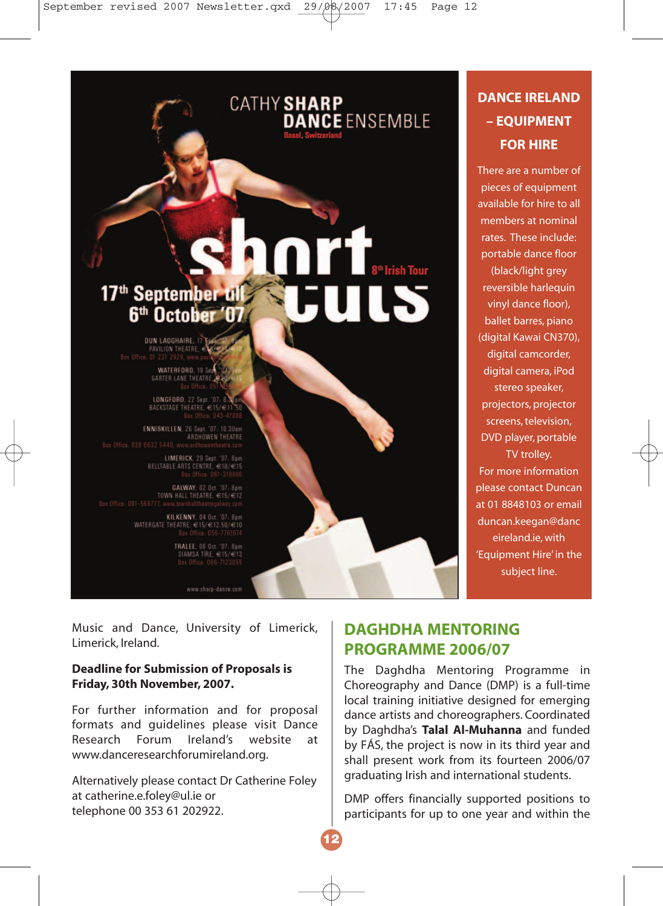CATHY SHARP DANCE ENSEMBLE
Basel, Switzerland

short cuts

8th Irish Tour

17th September till 6th October '07

DUN LAOGHAIRE, 17 Sept. '07, 8pm
PAVILION THEATRE, €15/€13/€10
Box Office: 01 231 2929, www.paviliontheatre.ie

WATERFORD, 19 Sept. '07, 8pm
GARTER LANE THEATRE, €20/€15
Box Office: 051-855038

LONGFORD, 22 Sept. '07, 8.30pm
BACKSTAGE THEATRE, €15/€11.50
Box Office: 043-47888

ENNISKILLEN, 26 Sept. '07, 10.30am
ARDHOWEN THEATRE
Box Office: 028 6632 5440, www.ardhowentheatre.com

LIMERICK, 29 Sept. '07, 8pm
BELLTABLE ARTS CENTRE, €18/€15
Box Office: 061-319866

GALWAY, 02 Oct. '07, 8pm
TOWN HALL THEATRE, €15/€12
Box Office: 091-569777, www.townhalltheatregalway.com

KILKENNY, 04 Oct. '07, 8pm
WATERGATE THEATRE, €15/€12.50/€10
Box Office: 056-7761674

TRALEE, 06 Oct. '07, 8pm
SIAMSA TIRE, €15/€13
Box Office: 066-7123055

www.sharp-dance.com

## DANCE IRELAND – EQUIPMENT FOR HIRE

There are a number of pieces of equipment available for hire to all members at nominal rates. These include: portable dance floor (black/light grey reversible harlequin vinyl dance floor), ballet barres, piano (digital Kawai CN370), digital camcorder, digital camera, iPod stereo speaker, projectors, projector screens, television, DVD player, portable TV trolley.

For more information please contact Duncan at 01 8848103 or email duncan.keegan@danceireland.ie, with 'Equipment Hire' in the subject line.

Music and Dance, University of Limerick, Limerick, Ireland.

**Deadline for Submission of Proposals is Friday, 30th November, 2007.**

For further information and for proposal formats and guidelines please visit Dance Research Forum Ireland's website at www.danceresearchforumireland.org.

Alternatively please contact Dr Catherine Foley at catherine.e.foley@ul.ie or telephone 00 353 61 202922.

## DAGHDHA MENTORING PROGRAMME 2006/07

The Daghdha Mentoring Programme in Choreography and Dance (DMP) is a full-time local training initiative designed for emerging dance artists and choreographers. Coordinated by Daghdha's **Talal Al-Muhanna** and funded by FÁS, the project is now in its third year and shall present work from its fourteen 2006/07 graduating Irish and international students.

DMP offers financially supported positions to participants for up to one year and within the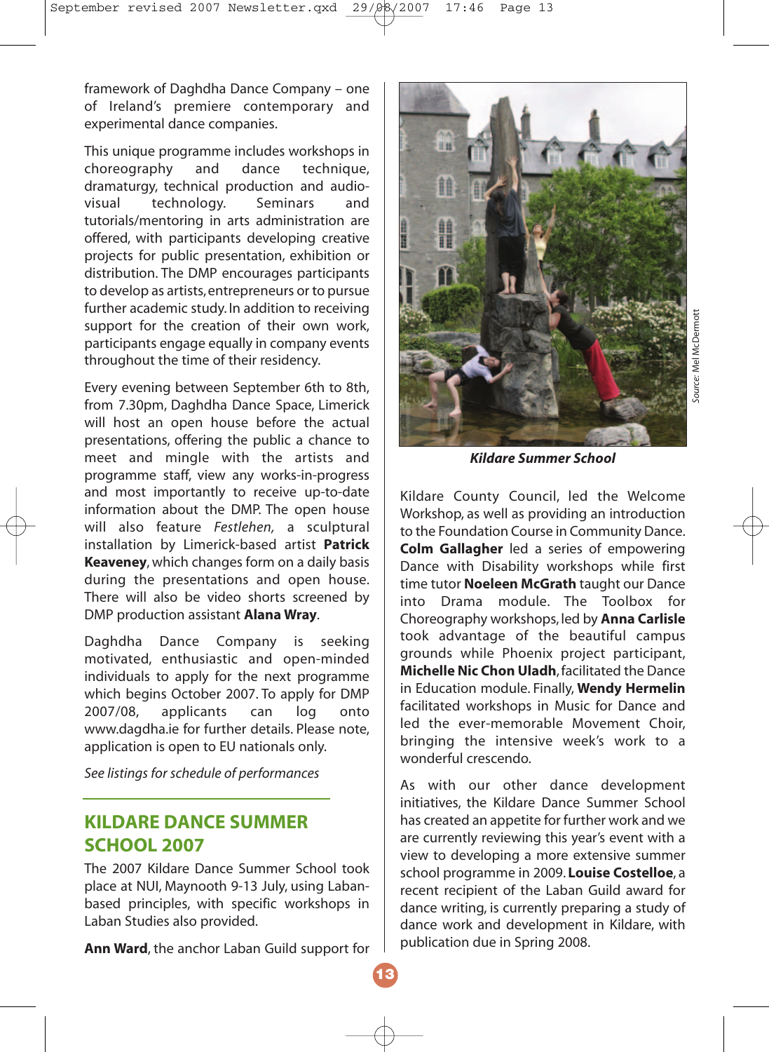framework of Daghdha Dance Company – one of Ireland's premiere contemporary and experimental dance companies.

This unique programme includes workshops in choreography and dance technique, dramaturgy, technical production and audio-visual technology. Seminars and tutorials/mentoring in arts administration are offered, with participants developing creative projects for public presentation, exhibition or distribution. The DMP encourages participants to develop as artists, entrepreneurs or to pursue further academic study. In addition to receiving support for the creation of their own work, participants engage equally in company events throughout the time of their residency.

Every evening between September 6th to 8th, from 7.30pm, Daghdha Dance Space, Limerick will host an open house before the actual presentations, offering the public a chance to meet and mingle with the artists and programme staff, view any works-in-progress and most importantly to receive up-to-date information about the DMP. The open house will also feature *Festlehen,* a sculptural installation by Limerick-based artist **Patrick Keaveney**, which changes form on a daily basis during the presentations and open house. There will also be video shorts screened by DMP production assistant **Alana Wray**.

Daghdha Dance Company is seeking motivated, enthusiastic and open-minded individuals to apply for the next programme which begins October 2007. To apply for DMP 2007/08, applicants can log onto www.dagdha.ie for further details. Please note, application is open to EU nationals only.

*See listings for schedule of performances*

## KILDARE DANCE SUMMER SCHOOL 2007

The 2007 Kildare Dance Summer School took place at NUI, Maynooth 9-13 July, using Laban-based principles, with specific workshops in Laban Studies also provided.

**Ann Ward**, the anchor Laban Guild support for Kildare County Council, led the Welcome Workshop, as well as providing an introduction to the Foundation Course in Community Dance. **Colm Gallagher** led a series of empowering Dance with Disability workshops while first time tutor **Noeleen McGrath** taught our Dance into Drama module. The Toolbox for Choreography workshops, led by **Anna Carlisle** took advantage of the beautiful campus grounds while Phoenix project participant, **Michelle Nic Chon Uladh**, facilitated the Dance in Education module. Finally, **Wendy Hermelin** facilitated workshops in Music for Dance and led the ever-memorable Movement Choir, bringing the intensive week's work to a wonderful crescendo.

***Kildare Summer School***

*Source: Mel McDermott*

As with our other dance development initiatives, the Kildare Dance Summer School has created an appetite for further work and we are currently reviewing this year's event with a view to developing a more extensive summer school programme in 2009. **Louise Costelloe**, a recent recipient of the Laban Guild award for dance writing, is currently preparing a study of dance work and development in Kildare, with publication due in Spring 2008.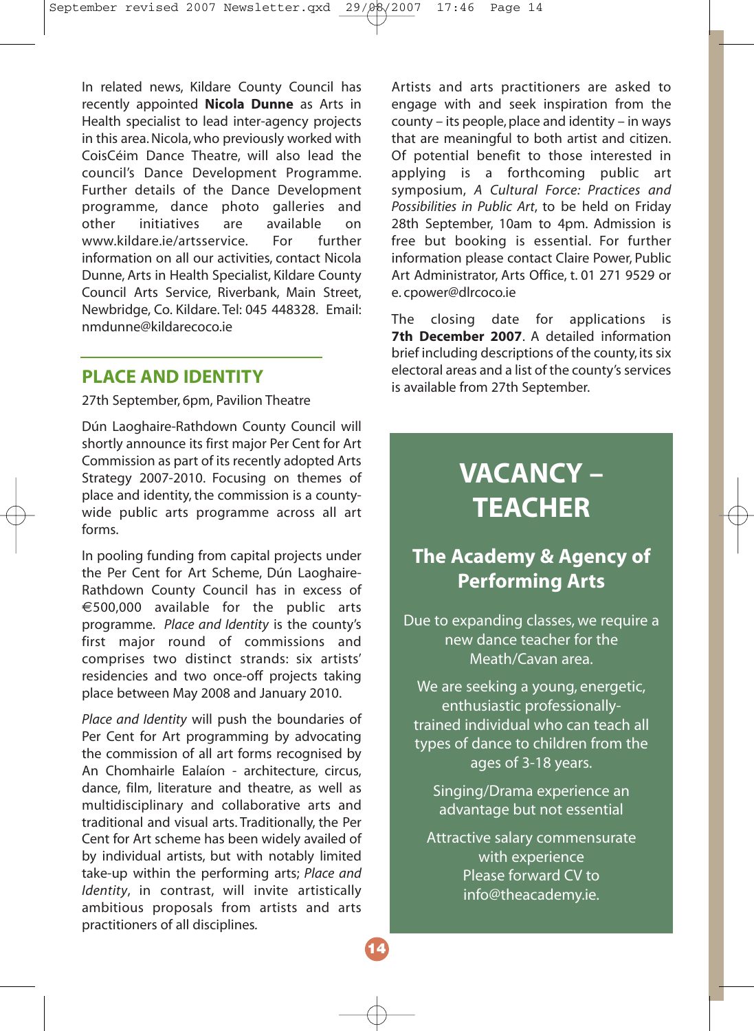In related news, Kildare County Council has recently appointed **Nicola Dunne** as Arts in Health specialist to lead inter-agency projects in this area. Nicola, who previously worked with CoisCéim Dance Theatre, will also lead the council's Dance Development Programme. Further details of the Dance Development programme, dance photo galleries and other initiatives are available on www.kildare.ie/artsservice. For further information on all our activities, contact Nicola Dunne, Arts in Health Specialist, Kildare County Council Arts Service, Riverbank, Main Street, Newbridge, Co. Kildare. Tel: 045 448328. Email: nmdunne@kildarecoco.ie

## PLACE AND IDENTITY

27th September, 6pm, Pavilion Theatre

Dún Laoghaire-Rathdown County Council will shortly announce its first major Per Cent for Art Commission as part of its recently adopted Arts Strategy 2007-2010. Focusing on themes of place and identity, the commission is a county-wide public arts programme across all art forms.

In pooling funding from capital projects under the Per Cent for Art Scheme, Dún Laoghaire-Rathdown County Council has in excess of €500,000 available for the public arts programme. *Place and Identity* is the county's first major round of commissions and comprises two distinct strands: six artists' residencies and two once-off projects taking place between May 2008 and January 2010.

*Place and Identity* will push the boundaries of Per Cent for Art programming by advocating the commission of all art forms recognised by An Chomhairle Ealaíon - architecture, circus, dance, film, literature and theatre, as well as multidisciplinary and collaborative arts and traditional and visual arts. Traditionally, the Per Cent for Art scheme has been widely availed of by individual artists, but with notably limited take-up within the performing arts; *Place and Identity*, in contrast, will invite artistically ambitious proposals from artists and arts practitioners of all disciplines.

Artists and arts practitioners are asked to engage with and seek inspiration from the county – its people, place and identity – in ways that are meaningful to both artist and citizen. Of potential benefit to those interested in applying is a forthcoming public art symposium, *A Cultural Force: Practices and Possibilities in Public Art*, to be held on Friday 28th September, 10am to 4pm. Admission is free but booking is essential. For further information please contact Claire Power, Public Art Administrator, Arts Office, t. 01 271 9529 or e. cpower@dlrcoco.ie

The closing date for applications is **7th December 2007**. A detailed information brief including descriptions of the county, its six electoral areas and a list of the county's services is available from 27th September.

## VACANCY – TEACHER

### The Academy & Agency of Performing Arts

Due to expanding classes, we require a new dance teacher for the Meath/Cavan area.

We are seeking a young, energetic, enthusiastic professionally-trained individual who can teach all types of dance to children from the ages of 3-18 years.

Singing/Drama experience an advantage but not essential

Attractive salary commensurate with experience
Please forward CV to info@theacademy.ie.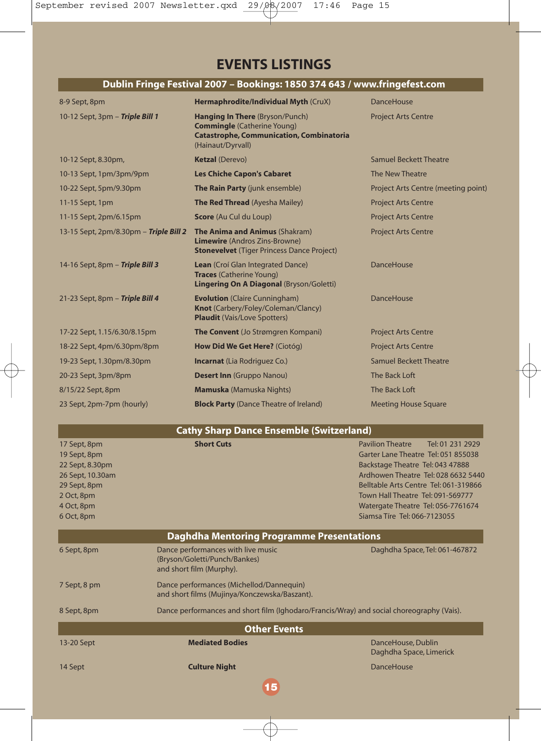# EVENTS LISTINGS

## Dublin Fringe Festival 2007 – Bookings: 1850 374 643 / www.fringefest.com

| Date | Event | Venue |
|---|---|---|
| 8-9 Sept, 8pm | **Hermaphrodite/Individual Myth** (CruX) | DanceHouse |
| 10-12 Sept, 3pm – ***Triple Bill 1*** | **Hanging In There** (Bryson/Punch)<br>**Commingle** (Catherine Young)<br>**Catastrophe, Communication, Combinatoria** (Hainaut/Dyrvall) | Project Arts Centre |
| 10-12 Sept, 8.30pm, | **Ketzal** (Derevo) | Samuel Beckett Theatre |
| 10-13 Sept, 1pm/3pm/9pm | **Les Chiche Capon's Cabaret** | The New Theatre |
| 10-22 Sept, 5pm/9.30pm | **The Rain Party** (junk ensemble) | Project Arts Centre (meeting point) |
| 11-15 Sept, 1pm | **The Red Thread** (Ayesha Mailey) | Project Arts Centre |
| 11-15 Sept, 2pm/6.15pm | **Score** (Au Cul du Loup) | Project Arts Centre |
| 13-15 Sept, 2pm/8.30pm – ***Triple Bill 2*** | **The Anima and Animus** (Shakram)<br>**Limewire** (Andros Zins-Browne)<br>**Stonevelvet** (Tiger Princess Dance Project) | Project Arts Centre |
| 14-16 Sept, 8pm – ***Triple Bill 3*** | **Lean** (Croí Glan Integrated Dance)<br>**Traces** (Catherine Young)<br>**Lingering On A Diagonal** (Bryson/Goletti) | DanceHouse |
| 21-23 Sept, 8pm – ***Triple Bill 4*** | **Evolution** (Claire Cunningham)<br>**Knot** (Carbery/Foley/Coleman/Clancy)<br>**Plaudit** (Vais/Love Spotters) | DanceHouse |
| 17-22 Sept, 1.15/6.30/8.15pm | **The Convent** (Jo Strømgren Kompani) | Project Arts Centre |
| 18-22 Sept, 4pm/6.30pm/8pm | **How Did We Get Here?** (Ciotóg) | Project Arts Centre |
| 19-23 Sept, 1.30pm/8.30pm | **Incarnat** (Lia Rodriguez Co.) | Samuel Beckett Theatre |
| 20-23 Sept, 3pm/8pm | **Desert Inn** (Gruppo Nanou) | The Back Loft |
| 8/15/22 Sept, 8pm | **Mamuska** (Mamuska Nights) | The Back Loft |
| 23 Sept, 2pm-7pm (hourly) | **Block Party** (Dance Theatre of Ireland) | Meeting House Square |

## Cathy Sharp Dance Ensemble (Switzerland)

| Date | Event | Venue |
|---|---|---|
| 17 Sept, 8pm | **Short Cuts** | Pavilion Theatre Tel: 01 231 2929 |
| 19 Sept, 8pm | | Garter Lane Theatre Tel: 051 855038 |
| 22 Sept, 8.30pm | | Backstage Theatre Tel: 043 47888 |
| 26 Sept, 10.30am | | Ardhowen Theatre Tel: 028 6632 5440 |
| 29 Sept, 8pm | | Belltable Arts Centre Tel: 061-319866 |
| 2 Oct, 8pm | | Town Hall Theatre Tel: 091-569777 |
| 4 Oct, 8pm | | Watergate Theatre Tel: 056-7761674 |
| 6 Oct, 8pm | | Siamsa Tíre Tel: 066-7123055 |

## Daghdha Mentoring Programme Presentations

| Date | Event | Venue |
|---|---|---|
| 6 Sept, 8pm | Dance performances with live music (Bryson/Goletti/Punch/Bankes) and short film (Murphy). | Daghdha Space, Tel: 061-467872 |
| 7 Sept, 8 pm | Dance performances (Michellod/Dannequin) and short films (Mujinya/Konczewska/Baszant). | |
| 8 Sept, 8pm | Dance performances and short film (Ighodaro/Francis/Wray) and social choreography (Vais). | |

## Other Events

| Date | Event | Venue |
|---|---|---|
| 13-20 Sept | **Mediated Bodies** | DanceHouse, Dublin<br>Daghdha Space, Limerick |
| 14 Sept | **Culture Night** | DanceHouse |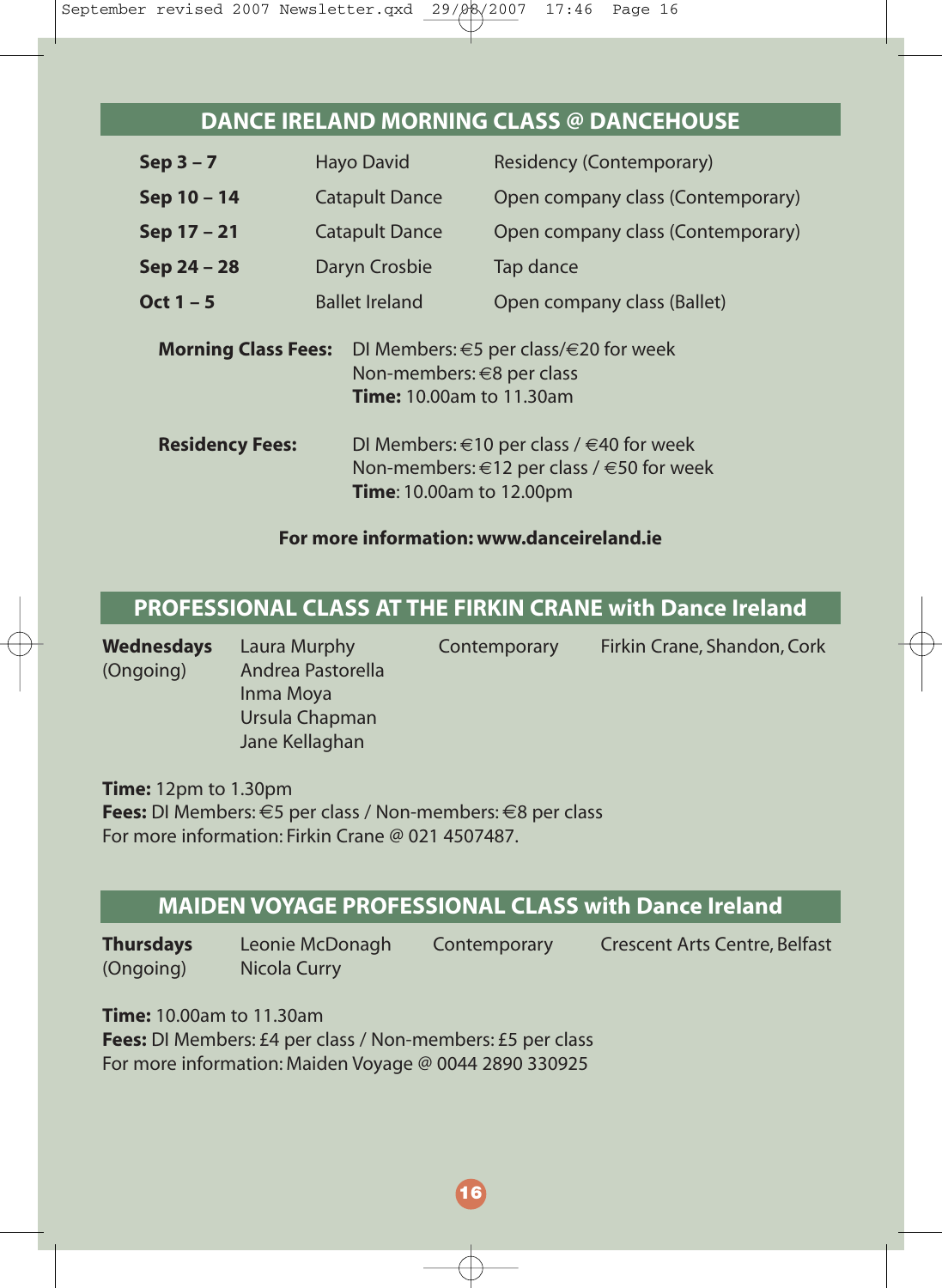## DANCE IRELAND MORNING CLASS @ DANCEHOUSE

| | | |
|---|---|---|
| **Sep 3 – 7** | Hayo David | Residency (Contemporary) |
| **Sep 10 – 14** | Catapult Dance | Open company class (Contemporary) |
| **Sep 17 – 21** | Catapult Dance | Open company class (Contemporary) |
| **Sep 24 – 28** | Daryn Crosbie | Tap dance |
| **Oct 1 – 5** | Ballet Ireland | Open company class (Ballet) |

**Morning Class Fees:** DI Members: €5 per class/€20 for week
Non-members: €8 per class
**Time:** 10.00am to 11.30am

**Residency Fees:** DI Members: €10 per class / €40 for week
Non-members: €12 per class / €50 for week
**Time**: 10.00am to 12.00pm

**For more information: www.danceireland.ie**

## PROFESSIONAL CLASS AT THE FIRKIN CRANE with Dance Ireland

| | | | |
|---|---|---|---|
| **Wednesdays** (Ongoing) | Laura Murphy<br>Andrea Pastorella<br>Inma Moya<br>Ursula Chapman<br>Jane Kellaghan | Contemporary | Firkin Crane, Shandon, Cork |

**Time:** 12pm to 1.30pm
**Fees:** DI Members: €5 per class / Non-members: €8 per class
For more information: Firkin Crane @ 021 4507487.

## MAIDEN VOYAGE PROFESSIONAL CLASS with Dance Ireland

| | | | |
|---|---|---|---|
| **Thursdays** (Ongoing) | Leonie McDonagh<br>Nicola Curry | Contemporary | Crescent Arts Centre, Belfast |

**Time:** 10.00am to 11.30am
**Fees:** DI Members: £4 per class / Non-members: £5 per class
For more information: Maiden Voyage @ 0044 2890 330925